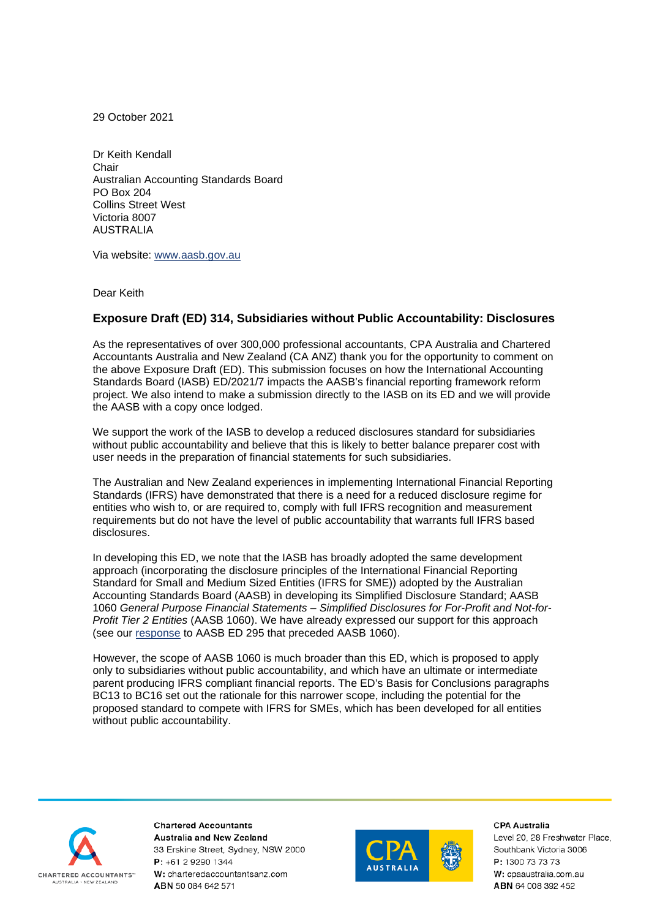29 October 2021

Dr Keith Kendall  
Chair  
Australian Accounting Standards Board  
PO Box 204  
Collins Street West  
Victoria 8007  
AUSTRALIA

Via website: [www.aasb.gov.au](www.aasb.gov.au)

Dear Keith

**Exposure Draft (ED) 314, Subsidiaries without Public Accountability: Disclosures**

As the representatives of over 300,000 professional accountants, CPA Australia and Chartered Accountants Australia and New Zealand (CA ANZ) thank you for the opportunity to comment on the above Exposure Draft (ED). This submission focuses on how the International Accounting Standards Board (IASB) ED/2021/7 impacts the AASB's financial reporting framework reform project. We also intend to make a submission directly to the IASB on its ED and we will provide the AASB with a copy once lodged.

We support the work of the IASB to develop a reduced disclosures standard for subsidiaries without public accountability and believe that this is likely to better balance preparer cost with user needs in the preparation of financial statements for such subsidiaries.

The Australian and New Zealand experiences in implementing International Financial Reporting Standards (IFRS) have demonstrated that there is a need for a reduced disclosure regime for entities who wish to, or are required to, comply with full IFRS recognition and measurement requirements but do not have the level of public accountability that warrants full IFRS based disclosures.

In developing this ED, we note that the IASB has broadly adopted the same development approach (incorporating the disclosure principles of the International Financial Reporting Standard for Small and Medium Sized Entities (IFRS for SME)) adopted by the Australian Accounting Standards Board (AASB) in developing its Simplified Disclosure Standard; AASB 1060 *General Purpose Financial Statements – Simplified Disclosures for For-Profit and Not-for-Profit Tier 2 Entities* (AASB 1060). We have already expressed our support for this approach (see our response to AASB ED 295 that preceded AASB 1060).

However, the scope of AASB 1060 is much broader than this ED, which is proposed to apply only to subsidiaries without public accountability, and which have an ultimate or intermediate parent producing IFRS compliant financial reports. The ED's Basis for Conclusions paragraphs BC13 to BC16 set out the rationale for this narrower scope, including the potential for the proposed standard to compete with IFRS for SMEs, which has been developed for all entities without public accountability.

**Chartered Accountants Australia and New Zealand**  
33 Erskine Street, Sydney, NSW 2000  
**P:** +61 2 9290 1344  
**W:** charteredaccountantsanz.com  
**ABN** 50 084 642 571

**CPA Australia**  
Level 20, 28 Freshwater Place, Southbank Victoria 3006  
**P:** 1300 73 73 73  
**W:** cpaaustralia.com.au  
**ABN** 64 008 392 452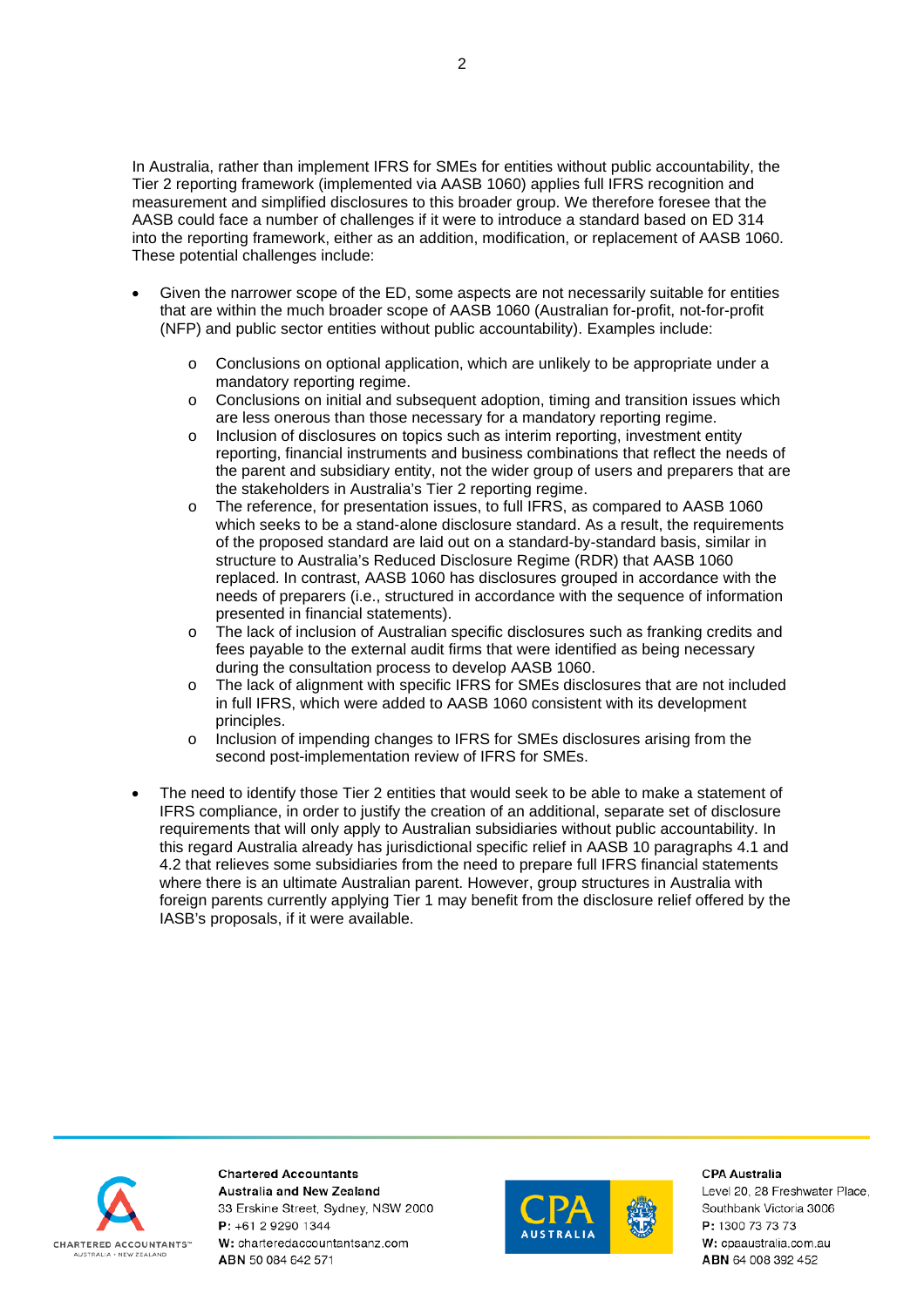In Australia, rather than implement IFRS for SMEs for entities without public accountability, the Tier 2 reporting framework (implemented via AASB 1060) applies full IFRS recognition and measurement and simplified disclosures to this broader group. We therefore foresee that the AASB could face a number of challenges if it were to introduce a standard based on ED 314 into the reporting framework, either as an addition, modification, or replacement of AASB 1060. These potential challenges include:

- Given the narrower scope of the ED, some aspects are not necessarily suitable for entities that are within the much broader scope of AASB 1060 (Australian for-profit, not-for-profit (NFP) and public sector entities without public accountability). Examples include:
  - Conclusions on optional application, which are unlikely to be appropriate under a mandatory reporting regime.
  - Conclusions on initial and subsequent adoption, timing and transition issues which are less onerous than those necessary for a mandatory reporting regime.
  - Inclusion of disclosures on topics such as interim reporting, investment entity reporting, financial instruments and business combinations that reflect the needs of the parent and subsidiary entity, not the wider group of users and preparers that are the stakeholders in Australia's Tier 2 reporting regime.
  - The reference, for presentation issues, to full IFRS, as compared to AASB 1060 which seeks to be a stand-alone disclosure standard. As a result, the requirements of the proposed standard are laid out on a standard-by-standard basis, similar in structure to Australia's Reduced Disclosure Regime (RDR) that AASB 1060 replaced. In contrast, AASB 1060 has disclosures grouped in accordance with the needs of preparers (i.e., structured in accordance with the sequence of information presented in financial statements).
  - The lack of inclusion of Australian specific disclosures such as franking credits and fees payable to the external audit firms that were identified as being necessary during the consultation process to develop AASB 1060.
  - The lack of alignment with specific IFRS for SMEs disclosures that are not included in full IFRS, which were added to AASB 1060 consistent with its development principles.
  - Inclusion of impending changes to IFRS for SMEs disclosures arising from the second post-implementation review of IFRS for SMEs.
- The need to identify those Tier 2 entities that would seek to be able to make a statement of IFRS compliance, in order to justify the creation of an additional, separate set of disclosure requirements that will only apply to Australian subsidiaries without public accountability. In this regard Australia already has jurisdictional specific relief in AASB 10 paragraphs 4.1 and 4.2 that relieves some subsidiaries from the need to prepare full IFRS financial statements where there is an ultimate Australian parent. However, group structures in Australia with foreign parents currently applying Tier 1 may benefit from the disclosure relief offered by the IASB's proposals, if it were available.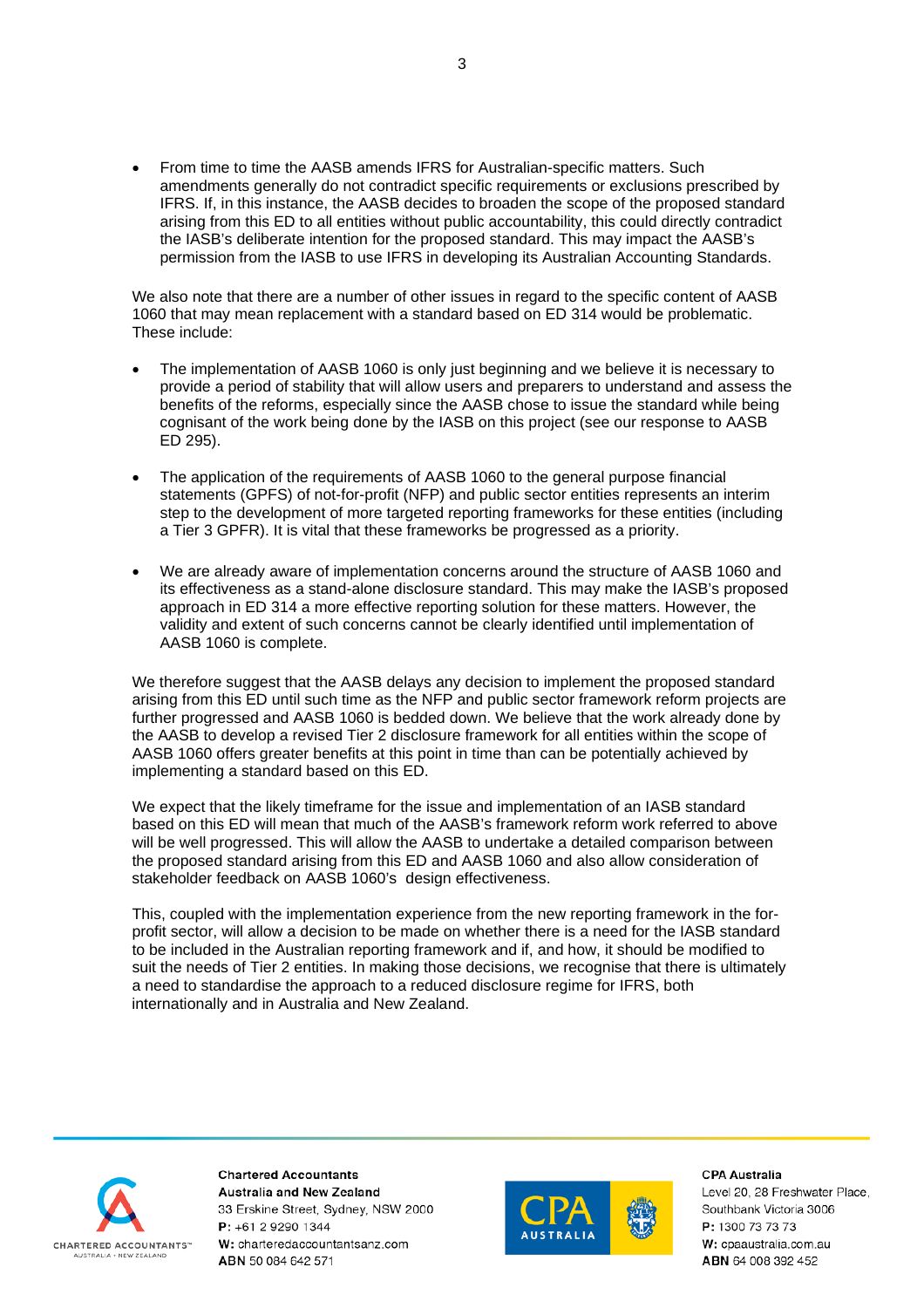- From time to time the AASB amends IFRS for Australian-specific matters. Such amendments generally do not contradict specific requirements or exclusions prescribed by IFRS. If, in this instance, the AASB decides to broaden the scope of the proposed standard arising from this ED to all entities without public accountability, this could directly contradict the IASB's deliberate intention for the proposed standard. This may impact the AASB's permission from the IASB to use IFRS in developing its Australian Accounting Standards.

We also note that there are a number of other issues in regard to the specific content of AASB 1060 that may mean replacement with a standard based on ED 314 would be problematic. These include:

- The implementation of AASB 1060 is only just beginning and we believe it is necessary to provide a period of stability that will allow users and preparers to understand and assess the benefits of the reforms, especially since the AASB chose to issue the standard while being cognisant of the work being done by the IASB on this project (see our response to AASB ED 295).

- The application of the requirements of AASB 1060 to the general purpose financial statements (GPFS) of not-for-profit (NFP) and public sector entities represents an interim step to the development of more targeted reporting frameworks for these entities (including a Tier 3 GPFR). It is vital that these frameworks be progressed as a priority.

- We are already aware of implementation concerns around the structure of AASB 1060 and its effectiveness as a stand-alone disclosure standard. This may make the IASB's proposed approach in ED 314 a more effective reporting solution for these matters. However, the validity and extent of such concerns cannot be clearly identified until implementation of AASB 1060 is complete.

We therefore suggest that the AASB delays any decision to implement the proposed standard arising from this ED until such time as the NFP and public sector framework reform projects are further progressed and AASB 1060 is bedded down. We believe that the work already done by the AASB to develop a revised Tier 2 disclosure framework for all entities within the scope of AASB 1060 offers greater benefits at this point in time than can be potentially achieved by implementing a standard based on this ED.

We expect that the likely timeframe for the issue and implementation of an IASB standard based on this ED will mean that much of the AASB's framework reform work referred to above will be well progressed. This will allow the AASB to undertake a detailed comparison between the proposed standard arising from this ED and AASB 1060 and also allow consideration of stakeholder feedback on AASB 1060's design effectiveness.

This, coupled with the implementation experience from the new reporting framework in the for-profit sector, will allow a decision to be made on whether there is a need for the IASB standard to be included in the Australian reporting framework and if, and how, it should be modified to suit the needs of Tier 2 entities. In making those decisions, we recognise that there is ultimately a need to standardise the approach to a reduced disclosure regime for IFRS, both internationally and in Australia and New Zealand.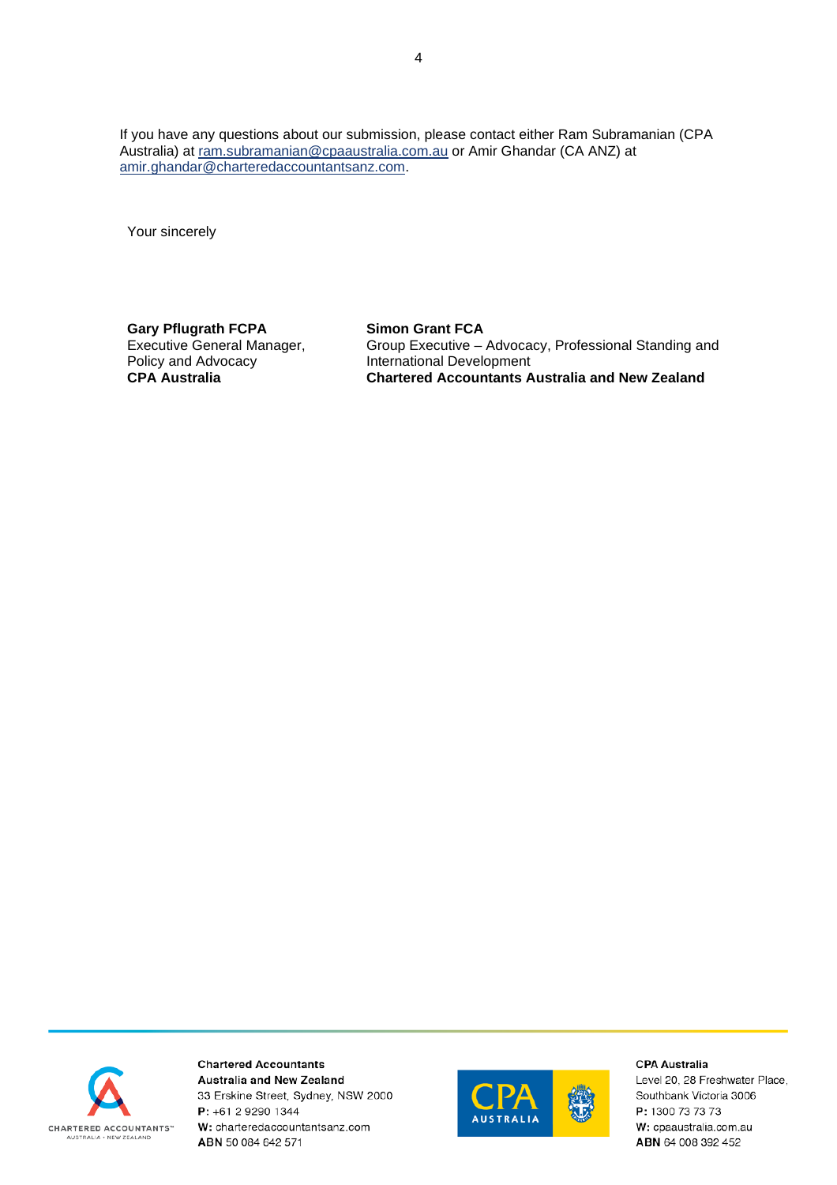If you have any questions about our submission, please contact either Ram Subramanian (CPA Australia) at ram.subramanian@cpaaustralia.com.au or Amir Ghandar (CA ANZ) at amir.ghandar@charteredaccountantsanz.com.

Your sincerely

**Gary Pflugrath FCPA**
Executive General Manager,
Policy and Advocacy
**CPA Australia**

**Simon Grant FCA**
Group Executive – Advocacy, Professional Standing and International Development
**Chartered Accountants Australia and New Zealand**

CHARTERED ACCOUNTANTS™
AUSTRALIA + NEW ZEALAND

**Chartered Accountants Australia and New Zealand**
33 Erskine Street, Sydney, NSW 2000
**P:** +61 2 9290 1344
**W:** charteredaccountantsanz.com
**ABN** 50 084 642 571

CPA AUSTRALIA

**CPA Australia**
Level 20, 28 Freshwater Place,
Southbank Victoria 3006
**P:** 1300 73 73 73
**W:** cpaaustralia.com.au
**ABN** 64 008 392 452